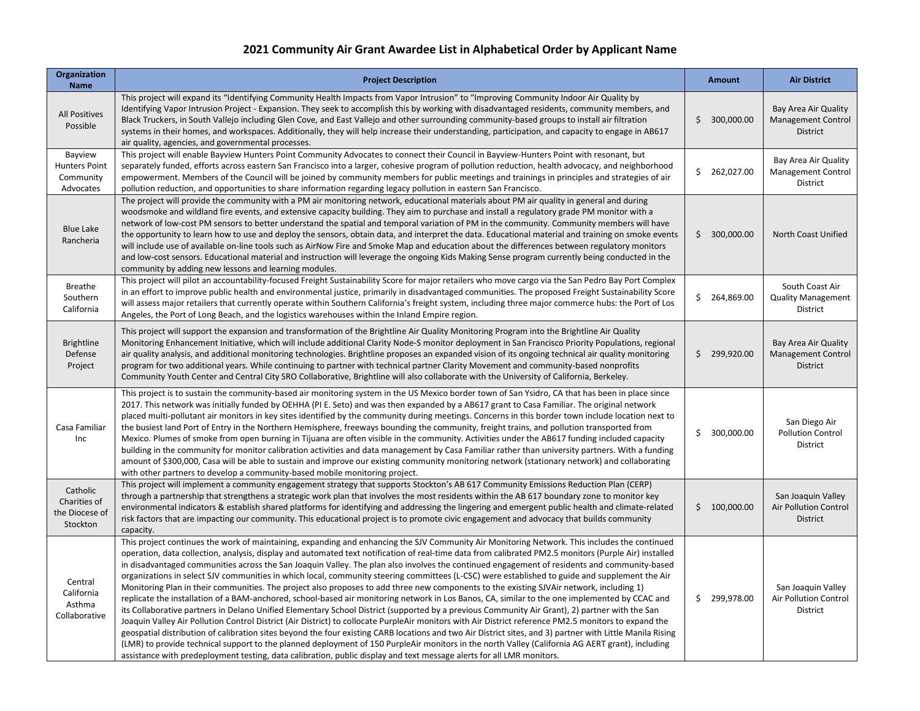# 2021 Community Air Grant Awardee List in Alphabetical Order by Applicant Name

| Organization Name | Project Description | Amount | Air District |
|---|---|---|---|
| All Positives Possible | This project will expand its "Identifying Community Health Impacts from Vapor Intrusion" to "Improving Community Indoor Air Quality by Identifying Vapor Intrusion Project - Expansion. They seek to accomplish this by working with disadvantaged residents, community members, and Black Truckers, in South Vallejo including Glen Cove, and East Vallejo and other surrounding community-based groups to install air filtration systems in their homes, and workspaces. Additionally, they will help increase their understanding, participation, and capacity to engage in AB617 air quality, agencies, and governmental processes. | $ 300,000.00 | Bay Area Air Quality Management Control District |
| Bayview Hunters Point Community Advocates | This project will enable Bayview Hunters Point Community Advocates to connect their Council in Bayview-Hunters Point with resonant, but separately funded, efforts across eastern San Francisco into a larger, cohesive program of pollution reduction, health advocacy, and neighborhood empowerment. Members of the Council will be joined by community members for public meetings and trainings in principles and strategies of air pollution reduction, and opportunities to share information regarding legacy pollution in eastern San Francisco. | $ 262,027.00 | Bay Area Air Quality Management Control District |
| Blue Lake Rancheria | The project will provide the community with a PM air monitoring network, educational materials about PM air quality in general and during woodsmoke and wildland fire events, and extensive capacity building. They aim to purchase and install a regulatory grade PM monitor with a network of low-cost PM sensors to better understand the spatial and temporal variation of PM in the community. Community members will have the opportunity to learn how to use and deploy the sensors, obtain data, and interpret the data. Educational material and training on smoke events will include use of available on-line tools such as AirNow Fire and Smoke Map and education about the differences between regulatory monitors and low-cost sensors. Educational material and instruction will leverage the ongoing Kids Making Sense program currently being conducted in the community by adding new lessons and learning modules. | $ 300,000.00 | North Coast Unified |
| Breathe Southern California | This project will pilot an accountability-focused Freight Sustainability Score for major retailers who move cargo via the San Pedro Bay Port Complex in an effort to improve public health and environmental justice, primarily in disadvantaged communities. The proposed Freight Sustainability Score will assess major retailers that currently operate within Southern California's freight system, including three major commerce hubs: the Port of Los Angeles, the Port of Long Beach, and the logistics warehouses within the Inland Empire region. | $ 264,869.00 | South Coast Air Quality Management District |
| Brightline Defense Project | This project will support the expansion and transformation of the Brightline Air Quality Monitoring Program into the Brightline Air Quality Monitoring Enhancement Initiative, which will include additional Clarity Node-S monitor deployment in San Francisco Priority Populations, regional air quality analysis, and additional monitoring technologies. Brightline proposes an expanded vision of its ongoing technical air quality monitoring program for two additional years. While continuing to partner with technical partner Clarity Movement and community-based nonprofits Community Youth Center and Central City SRO Collaborative, Brightline will also collaborate with the University of California, Berkeley. | $ 299,920.00 | Bay Area Air Quality Management Control District |
| Casa Familiar Inc | This project is to sustain the community-based air monitoring system in the US Mexico border town of San Ysidro, CA that has been in place since 2017. This network was initially funded by OEHHA (PI E. Seto) and was then expanded by a AB617 grant to Casa Familiar. The original network placed multi-pollutant air monitors in key sites identified by the community during meetings. Concerns in this border town include location next to the busiest land Port of Entry in the Northern Hemisphere, freeways bounding the community, freight trains, and pollution transported from Mexico. Plumes of smoke from open burning in Tijuana are often visible in the community. Activities under the AB617 funding included capacity building in the community for monitor calibration activities and data management by Casa Familiar rather than university partners. With a funding amount of $300,000, Casa will be able to sustain and improve our existing community monitoring network (stationary network) and collaborating with other partners to develop a community-based mobile monitoring project. | $ 300,000.00 | San Diego Air Pollution Control District |
| Catholic Charities of the Diocese of Stockton | This project will implement a community engagement strategy that supports Stockton's AB 617 Community Emissions Reduction Plan (CERP) through a partnership that strengthens a strategic work plan that involves the most residents within the AB 617 boundary zone to monitor key environmental indicators & establish shared platforms for identifying and addressing the lingering and emergent public health and climate-related risk factors that are impacting our community. This educational project is to promote civic engagement and advocacy that builds community capacity. | $ 100,000.00 | San Joaquin Valley Air Pollution Control District |
| Central California Asthma Collaborative | This project continues the work of maintaining, expanding and enhancing the SJV Community Air Monitoring Network. This includes the continued operation, data collection, analysis, display and automated text notification of real-time data from calibrated PM2.5 monitors (Purple Air) installed in disadvantaged communities across the San Joaquin Valley. The plan also involves the continued engagement of residents and community-based organizations in select SJV communities in which local, community steering committees (L-CSC) were established to guide and supplement the Air Monitoring Plan in their communities. The project also proposes to add three new components to the existing SJVAir network, including 1) replicate the installation of a BAM-anchored, school-based air monitoring network in Los Banos, CA, similar to the one implemented by CCAC and its Collaborative partners in Delano Unified Elementary School District (supported by a previous Community Air Grant), 2) partner with the San Joaquin Valley Air Pollution Control District (Air District) to collocate PurpleAir monitors with Air District reference PM2.5 monitors to expand the geospatial distribution of calibration sites beyond the four existing CARB locations and two Air District sites, and 3) partner with Little Manila Rising (LMR) to provide technical support to the planned deployment of 150 PurpleAir monitors in the north Valley (California AG AERT grant), including assistance with predeployment testing, data calibration, public display and text message alerts for all LMR monitors. | $ 299,978.00 | San Joaquin Valley Air Pollution Control District |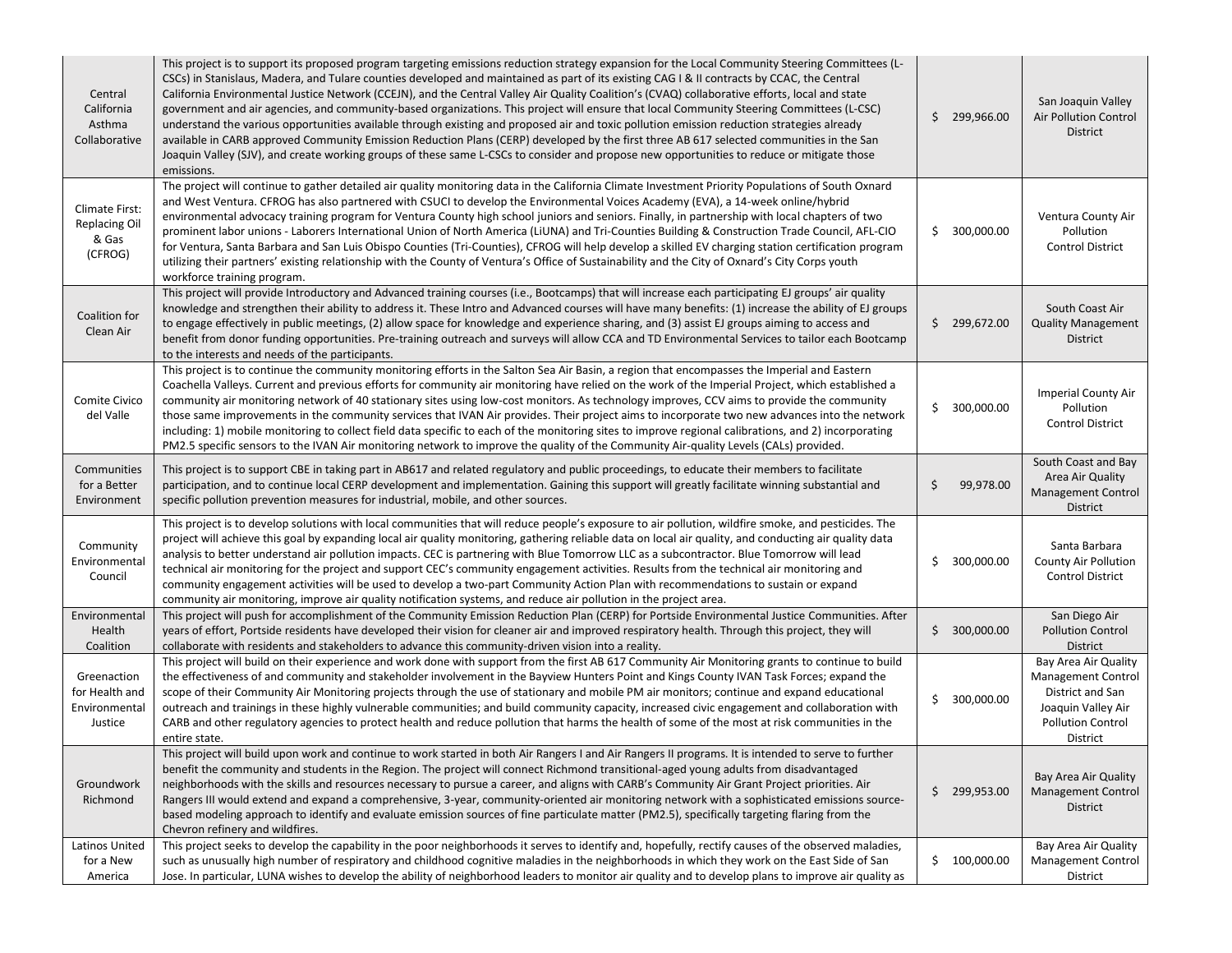| | | | |
|---|---|---|---|
| Central California Asthma Collaborative | This project is to support its proposed program targeting emissions reduction strategy expansion for the Local Community Steering Committees (L-CSCs) in Stanislaus, Madera, and Tulare counties developed and maintained as part of its existing CAG I & II contracts by CCAC, the Central California Environmental Justice Network (CCEJN), and the Central Valley Air Quality Coalition's (CVAQ) collaborative efforts, local and state government and air agencies, and community-based organizations. This project will ensure that local Community Steering Committees (L-CSC) understand the various opportunities available through existing and proposed air and toxic pollution emission reduction strategies already available in CARB approved Community Emission Reduction Plans (CERP) developed by the first three AB 617 selected communities in the San Joaquin Valley (SJV), and create working groups of these same L-CSCs to consider and propose new opportunities to reduce or mitigate those emissions. | $ 299,966.00 | San Joaquin Valley Air Pollution Control District |
| Climate First: Replacing Oil & Gas (CFROG) | The project will continue to gather detailed air quality monitoring data in the California Climate Investment Priority Populations of South Oxnard and West Ventura. CFROG has also partnered with CSUCI to develop the Environmental Voices Academy (EVA), a 14-week online/hybrid environmental advocacy training program for Ventura County high school juniors and seniors. Finally, in partnership with local chapters of two prominent labor unions - Laborers International Union of North America (LiUNA) and Tri-Counties Building & Construction Trade Council, AFL-CIO for Ventura, Santa Barbara and San Luis Obispo Counties (Tri-Counties), CFROG will help develop a skilled EV charging station certification program utilizing their partners' existing relationship with the County of Ventura's Office of Sustainability and the City of Oxnard's City Corps youth workforce training program. | $ 300,000.00 | Ventura County Air Pollution Control District |
| Coalition for Clean Air | This project will provide Introductory and Advanced training courses (i.e., Bootcamps) that will increase each participating EJ groups' air quality knowledge and strengthen their ability to address it. These Intro and Advanced courses will have many benefits: (1) increase the ability of EJ groups to engage effectively in public meetings, (2) allow space for knowledge and experience sharing, and (3) assist EJ groups aiming to access and benefit from donor funding opportunities. Pre-training outreach and surveys will allow CCA and TD Environmental Services to tailor each Bootcamp to the interests and needs of the participants. | $ 299,672.00 | South Coast Air Quality Management District |
| Comite Civico del Valle | This project is to continue the community monitoring efforts in the Salton Sea Air Basin, a region that encompasses the Imperial and Eastern Coachella Valleys. Current and previous efforts for community air monitoring have relied on the work of the Imperial Project, which established a community air monitoring network of 40 stationary sites using low-cost monitors. As technology improves, CCV aims to provide the community those same improvements in the community services that IVAN Air provides. Their project aims to incorporate two new advances into the network including: 1) mobile monitoring to collect field data specific to each of the monitoring sites to improve regional calibrations, and 2) incorporating PM2.5 specific sensors to the IVAN Air monitoring network to improve the quality of the Community Air-quality Levels (CALs) provided. | $ 300,000.00 | Imperial County Air Pollution Control District |
| Communities for a Better Environment | This project is to support CBE in taking part in AB617 and related regulatory and public proceedings, to educate their members to facilitate participation, and to continue local CERP development and implementation. Gaining this support will greatly facilitate winning substantial and specific pollution prevention measures for industrial, mobile, and other sources. | $ 99,978.00 | South Coast and Bay Area Air Quality Management Control District |
| Community Environmental Council | This project is to develop solutions with local communities that will reduce people's exposure to air pollution, wildfire smoke, and pesticides. The project will achieve this goal by expanding local air quality monitoring, gathering reliable data on local air quality, and conducting air quality data analysis to better understand air pollution impacts. CEC is partnering with Blue Tomorrow LLC as a subcontractor. Blue Tomorrow will lead technical air monitoring for the project and support CEC's community engagement activities. Results from the technical air monitoring and community engagement activities will be used to develop a two-part Community Action Plan with recommendations to sustain or expand community air monitoring, improve air quality notification systems, and reduce air pollution in the project area. | $ 300,000.00 | Santa Barbara County Air Pollution Control District |
| Environmental Health Coalition | This project will push for accomplishment of the Community Emission Reduction Plan (CERP) for Portside Environmental Justice Communities. After years of effort, Portside residents have developed their vision for cleaner air and improved respiratory health. Through this project, they will collaborate with residents and stakeholders to advance this community-driven vision into a reality. | $ 300,000.00 | San Diego Air Pollution Control District |
| Greenaction for Health and Environmental Justice | This project will build on their experience and work done with support from the first AB 617 Community Air Monitoring grants to continue to build the effectiveness of and community and stakeholder involvement in the Bayview Hunters Point and Kings County IVAN Task Forces; expand the scope of their Community Air Monitoring projects through the use of stationary and mobile PM air monitors; continue and expand educational outreach and trainings in these highly vulnerable communities; and build community capacity, increased civic engagement and collaboration with CARB and other regulatory agencies to protect health and reduce pollution that harms the health of some of the most at risk communities in the entire state. | $ 300,000.00 | Bay Area Air Quality Management Control District and San Joaquin Valley Air Pollution Control District |
| Groundwork Richmond | This project will build upon work and continue to work started in both Air Rangers I and Air Rangers II programs. It is intended to serve to further benefit the community and students in the Region. The project will connect Richmond transitional-aged young adults from disadvantaged neighborhoods with the skills and resources necessary to pursue a career, and aligns with CARB's Community Air Grant Project priorities. Air Rangers III would extend and expand a comprehensive, 3-year, community-oriented air monitoring network with a sophisticated emissions source-based modeling approach to identify and evaluate emission sources of fine particulate matter (PM2.5), specifically targeting flaring from the Chevron refinery and wildfires. | $ 299,953.00 | Bay Area Air Quality Management Control District |
| Latinos United for a New America | This project seeks to develop the capability in the poor neighborhoods it serves to identify and, hopefully, rectify causes of the observed maladies, such as unusually high number of respiratory and childhood cognitive maladies in the neighborhoods in which they work on the East Side of San Jose. In particular, LUNA wishes to develop the ability of neighborhood leaders to monitor air quality and to develop plans to improve air quality as | $ 100,000.00 | Bay Area Air Quality Management Control District |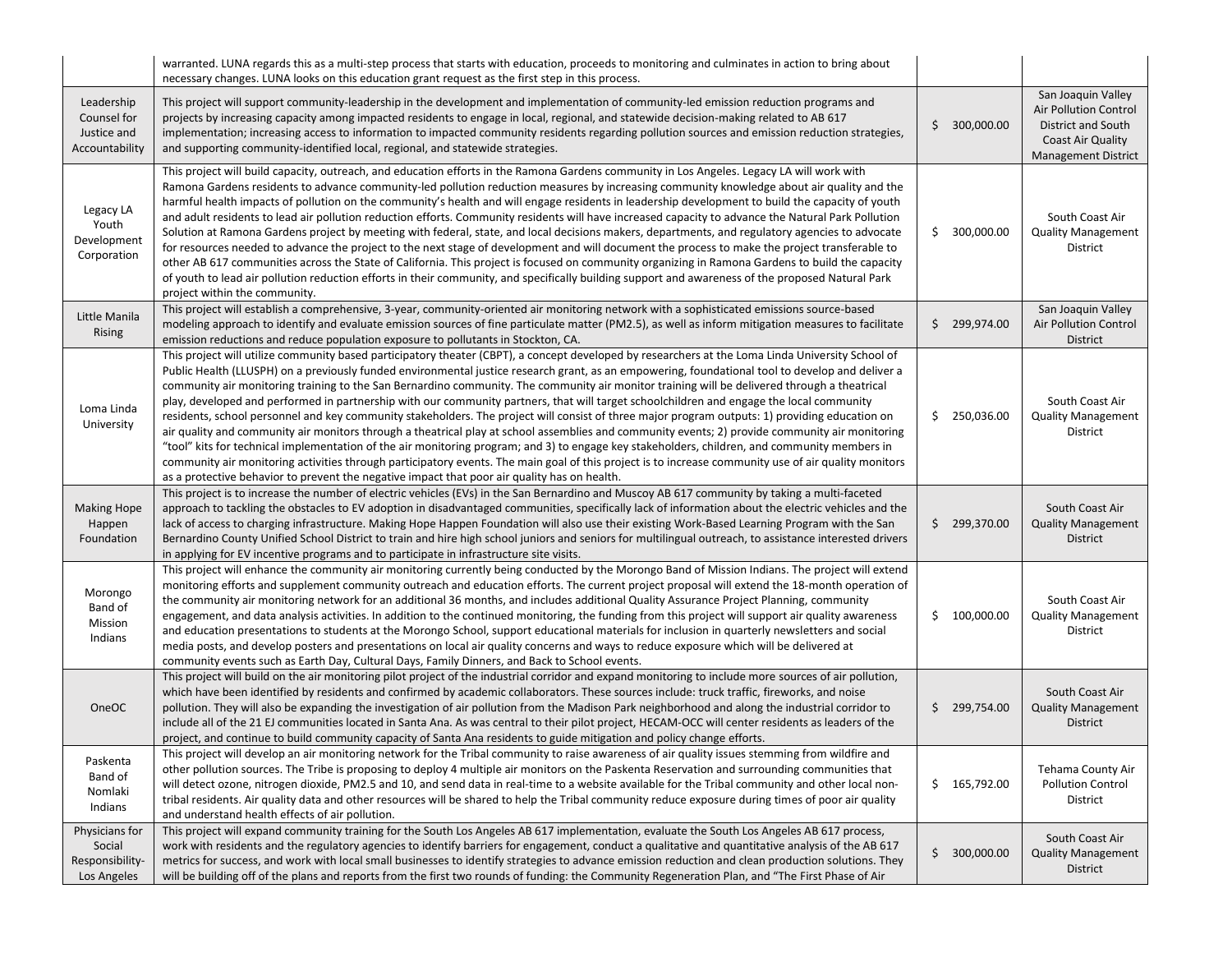| | | | |
|---|---|---|---|
| | warranted. LUNA regards this as a multi-step process that starts with education, proceeds to monitoring and culminates in action to bring about necessary changes. LUNA looks on this education grant request as the first step in this process. | | |
| Leadership Counsel for Justice and Accountability | This project will support community-leadership in the development and implementation of community-led emission reduction programs and projects by increasing capacity among impacted residents to engage in local, regional, and statewide decision-making related to AB 617 implementation; increasing access to information to impacted community residents regarding pollution sources and emission reduction strategies, and supporting community-identified local, regional, and statewide strategies. | $ 300,000.00 | San Joaquin Valley Air Pollution Control District and South Coast Air Quality Management District |
| Legacy LA Youth Development Corporation | This project will build capacity, outreach, and education efforts in the Ramona Gardens community in Los Angeles. Legacy LA will work with Ramona Gardens residents to advance community-led pollution reduction measures by increasing community knowledge about air quality and the harmful health impacts of pollution on the community's health and will engage residents in leadership development to build the capacity of youth and adult residents to lead air pollution reduction efforts. Community residents will have increased capacity to advance the Natural Park Pollution Solution at Ramona Gardens project by meeting with federal, state, and local decisions makers, departments, and regulatory agencies to advocate for resources needed to advance the project to the next stage of development and will document the process to make the project transferable to other AB 617 communities across the State of California. This project is focused on community organizing in Ramona Gardens to build the capacity of youth to lead air pollution reduction efforts in their community, and specifically building support and awareness of the proposed Natural Park project within the community. | $ 300,000.00 | South Coast Air Quality Management District |
| Little Manila Rising | This project will establish a comprehensive, 3-year, community-oriented air monitoring network with a sophisticated emissions source-based modeling approach to identify and evaluate emission sources of fine particulate matter (PM2.5), as well as inform mitigation measures to facilitate emission reductions and reduce population exposure to pollutants in Stockton, CA. | $ 299,974.00 | San Joaquin Valley Air Pollution Control District |
| Loma Linda University | This project will utilize community based participatory theater (CBPT), a concept developed by researchers at the Loma Linda University School of Public Health (LLUSPH) on a previously funded environmental justice research grant, as an empowering, foundational tool to develop and deliver a community air monitoring training to the San Bernardino community. The community air monitor training will be delivered through a theatrical play, developed and performed in partnership with our community partners, that will target schoolchildren and engage the local community residents, school personnel and key community stakeholders. The project will consist of three major program outputs: 1) providing education on air quality and community air monitors through a theatrical play at school assemblies and community events; 2) provide community air monitoring "tool" kits for technical implementation of the air monitoring program; and 3) to engage key stakeholders, children, and community members in community air monitoring activities through participatory events. The main goal of this project is to increase community use of air quality monitors as a protective behavior to prevent the negative impact that poor air quality has on health. | $ 250,036.00 | South Coast Air Quality Management District |
| Making Hope Happen Foundation | This project is to increase the number of electric vehicles (EVs) in the San Bernardino and Muscoy AB 617 community by taking a multi-faceted approach to tackling the obstacles to EV adoption in disadvantaged communities, specifically lack of information about the electric vehicles and the lack of access to charging infrastructure. Making Hope Happen Foundation will also use their existing Work-Based Learning Program with the San Bernardino County Unified School District to train and hire high school juniors and seniors for multilingual outreach, to assistance interested drivers in applying for EV incentive programs and to participate in infrastructure site visits. | $ 299,370.00 | South Coast Air Quality Management District |
| Morongo Band of Mission Indians | This project will enhance the community air monitoring currently being conducted by the Morongo Band of Mission Indians. The project will extend monitoring efforts and supplement community outreach and education efforts. The current project proposal will extend the 18-month operation of the community air monitoring network for an additional 36 months, and includes additional Quality Assurance Project Planning, community engagement, and data analysis activities. In addition to the continued monitoring, the funding from this project will support air quality awareness and education presentations to students at the Morongo School, support educational materials for inclusion in quarterly newsletters and social media posts, and develop posters and presentations on local air quality concerns and ways to reduce exposure which will be delivered at community events such as Earth Day, Cultural Days, Family Dinners, and Back to School events. | $ 100,000.00 | South Coast Air Quality Management District |
| OneOC | This project will build on the air monitoring pilot project of the industrial corridor and expand monitoring to include more sources of air pollution, which have been identified by residents and confirmed by academic collaborators. These sources include: truck traffic, fireworks, and noise pollution. They will also be expanding the investigation of air pollution from the Madison Park neighborhood and along the industrial corridor to include all of the 21 EJ communities located in Santa Ana. As was central to their pilot project, HECAM-OCC will center residents as leaders of the project, and continue to build community capacity of Santa Ana residents to guide mitigation and policy change efforts. | $ 299,754.00 | South Coast Air Quality Management District |
| Paskenta Band of Nomlaki Indians | This project will develop an air monitoring network for the Tribal community to raise awareness of air quality issues stemming from wildfire and other pollution sources. The Tribe is proposing to deploy 4 multiple air monitors on the Paskenta Reservation and surrounding communities that will detect ozone, nitrogen dioxide, PM2.5 and 10, and send data in real-time to a website available for the Tribal community and other local non-tribal residents. Air quality data and other resources will be shared to help the Tribal community reduce exposure during times of poor air quality and understand health effects of air pollution. | $ 165,792.00 | Tehama County Air Pollution Control District |
| Physicians for Social Responsibility-Los Angeles | This project will expand community training for the South Los Angeles AB 617 implementation, evaluate the South Los Angeles AB 617 process, work with residents and the regulatory agencies to identify barriers for engagement, conduct a qualitative and quantitative analysis of the AB 617 metrics for success, and work with local small businesses to identify strategies to advance emission reduction and clean production solutions. They will be building off of the plans and reports from the first two rounds of funding: the Community Regeneration Plan, and "The First Phase of Air | $ 300,000.00 | South Coast Air Quality Management District |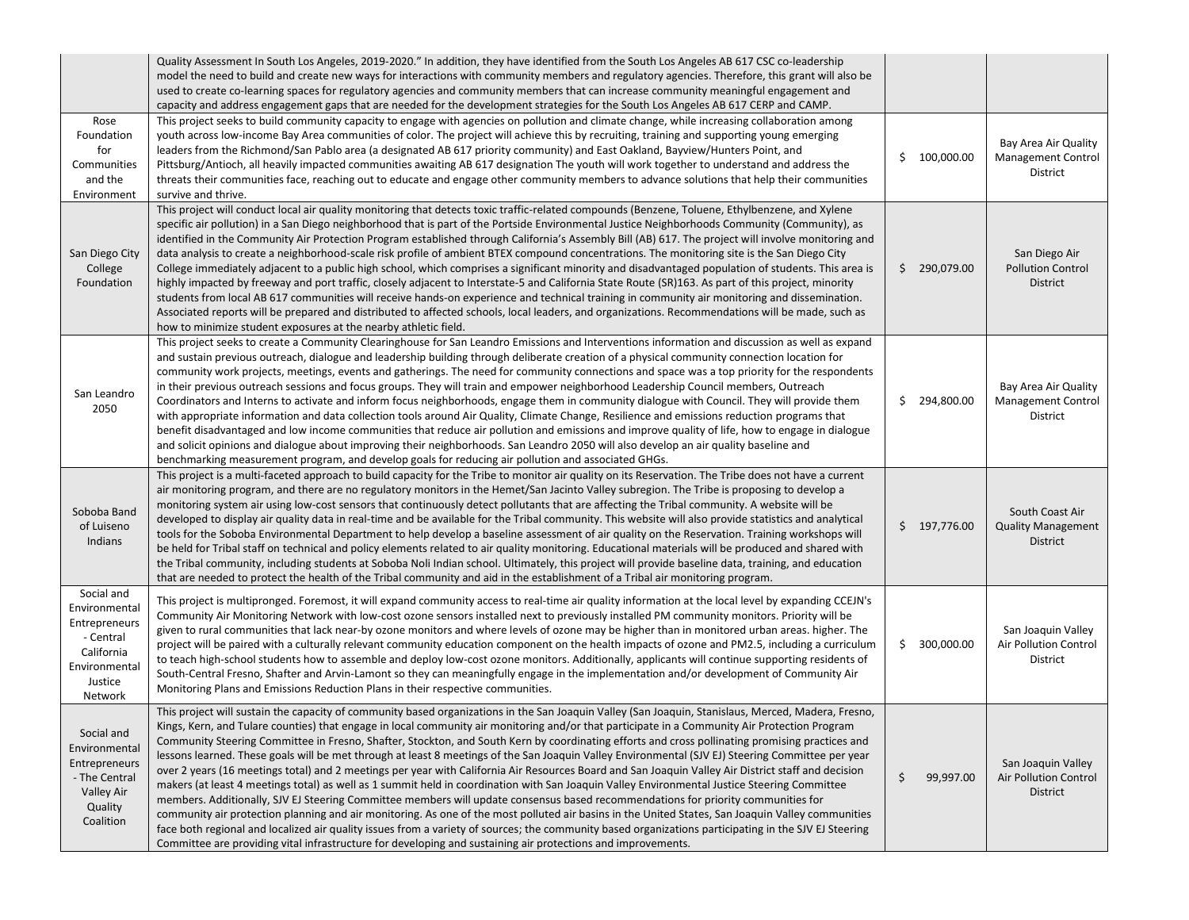| | | | |
|---|---|---|---|
| | Quality Assessment In South Los Angeles, 2019-2020." In addition, they have identified from the South Los Angeles AB 617 CSC co-leadership model the need to build and create new ways for interactions with community members and regulatory agencies. Therefore, this grant will also be used to create co-learning spaces for regulatory agencies and community members that can increase community meaningful engagement and capacity and address engagement gaps that are needed for the development strategies for the South Los Angeles AB 617 CERP and CAMP. | | |
| Rose Foundation for Communities and the Environment | This project seeks to build community capacity to engage with agencies on pollution and climate change, while increasing collaboration among youth across low-income Bay Area communities of color. The project will achieve this by recruiting, training and supporting young emerging leaders from the Richmond/San Pablo area (a designated AB 617 priority community) and East Oakland, Bayview/Hunters Point, and Pittsburg/Antioch, all heavily impacted communities awaiting AB 617 designation The youth will work together to understand and address the threats their communities face, reaching out to educate and engage other community members to advance solutions that help their communities survive and thrive. | $ 100,000.00 | Bay Area Air Quality Management Control District |
| San Diego City College Foundation | This project will conduct local air quality monitoring that detects toxic traffic-related compounds (Benzene, Toluene, Ethylbenzene, and Xylene specific air pollution) in a San Diego neighborhood that is part of the Portside Environmental Justice Neighborhoods Community (Community), as identified in the Community Air Protection Program established through California's Assembly Bill (AB) 617. The project will involve monitoring and data analysis to create a neighborhood-scale risk profile of ambient BTEX compound concentrations. The monitoring site is the San Diego City College immediately adjacent to a public high school, which comprises a significant minority and disadvantaged population of students. This area is highly impacted by freeway and port traffic, closely adjacent to Interstate-5 and California State Route (SR)163. As part of this project, minority students from local AB 617 communities will receive hands-on experience and technical training in community air monitoring and dissemination. Associated reports will be prepared and distributed to affected schools, local leaders, and organizations. Recommendations will be made, such as how to minimize student exposures at the nearby athletic field. | $ 290,079.00 | San Diego Air Pollution Control District |
| San Leandro 2050 | This project seeks to create a Community Clearinghouse for San Leandro Emissions and Interventions information and discussion as well as expand and sustain previous outreach, dialogue and leadership building through deliberate creation of a physical community connection location for community work projects, meetings, events and gatherings. The need for community connections and space was a top priority for the respondents in their previous outreach sessions and focus groups. They will train and empower neighborhood Leadership Council members, Outreach Coordinators and Interns to activate and inform focus neighborhoods, engage them in community dialogue with Council. They will provide them with appropriate information and data collection tools around Air Quality, Climate Change, Resilience and emissions reduction programs that benefit disadvantaged and low income communities that reduce air pollution and emissions and improve quality of life, how to engage in dialogue and solicit opinions and dialogue about improving their neighborhoods. San Leandro 2050 will also develop an air quality baseline and benchmarking measurement program, and develop goals for reducing air pollution and associated GHGs. | $ 294,800.00 | Bay Area Air Quality Management Control District |
| Soboba Band of Luiseno Indians | This project is a multi-faceted approach to build capacity for the Tribe to monitor air quality on its Reservation. The Tribe does not have a current air monitoring program, and there are no regulatory monitors in the Hemet/San Jacinto Valley subregion. The Tribe is proposing to develop a monitoring system air using low-cost sensors that continuously detect pollutants that are affecting the Tribal community. A website will be developed to display air quality data in real-time and be available for the Tribal community. This website will also provide statistics and analytical tools for the Soboba Environmental Department to help develop a baseline assessment of air quality on the Reservation. Training workshops will be held for Tribal staff on technical and policy elements related to air quality monitoring. Educational materials will be produced and shared with the Tribal community, including students at Soboba Noli Indian school. Ultimately, this project will provide baseline data, training, and education that are needed to protect the health of the Tribal community and aid in the establishment of a Tribal air monitoring program. | $ 197,776.00 | South Coast Air Quality Management District |
| Social and Environmental Entrepreneurs - Central California Environmental Justice Network | This project is multipronged. Foremost, it will expand community access to real-time air quality information at the local level by expanding CCEJN's Community Air Monitoring Network with low-cost ozone sensors installed next to previously installed PM community monitors. Priority will be given to rural communities that lack near-by ozone monitors and where levels of ozone may be higher than in monitored urban areas. higher. The project will be paired with a culturally relevant community education component on the health impacts of ozone and PM2.5, including a curriculum to teach high-school students how to assemble and deploy low-cost ozone monitors. Additionally, applicants will continue supporting residents of South-Central Fresno, Shafter and Arvin-Lamont so they can meaningfully engage in the implementation and/or development of Community Air Monitoring Plans and Emissions Reduction Plans in their respective communities. | $ 300,000.00 | San Joaquin Valley Air Pollution Control District |
| Social and Environmental Entrepreneurs - The Central Valley Air Quality Coalition | This project will sustain the capacity of community based organizations in the San Joaquin Valley (San Joaquin, Stanislaus, Merced, Madera, Fresno, Kings, Kern, and Tulare counties) that engage in local community air monitoring and/or that participate in a Community Air Protection Program Community Steering Committee in Fresno, Shafter, Stockton, and South Kern by coordinating efforts and cross pollinating promising practices and lessons learned. These goals will be met through at least 8 meetings of the San Joaquin Valley Environmental (SJV EJ) Steering Committee per year over 2 years (16 meetings total) and 2 meetings per year with California Air Resources Board and San Joaquin Valley Air District staff and decision makers (at least 4 meetings total) as well as 1 summit held in coordination with San Joaquin Valley Environmental Justice Steering Committee members. Additionally, SJV EJ Steering Committee members will update consensus based recommendations for priority communities for community air protection planning and air monitoring. As one of the most polluted air basins in the United States, San Joaquin Valley communities face both regional and localized air quality issues from a variety of sources; the community based organizations participating in the SJV EJ Steering Committee are providing vital infrastructure for developing and sustaining air protections and improvements. | $ 99,997.00 | San Joaquin Valley Air Pollution Control District |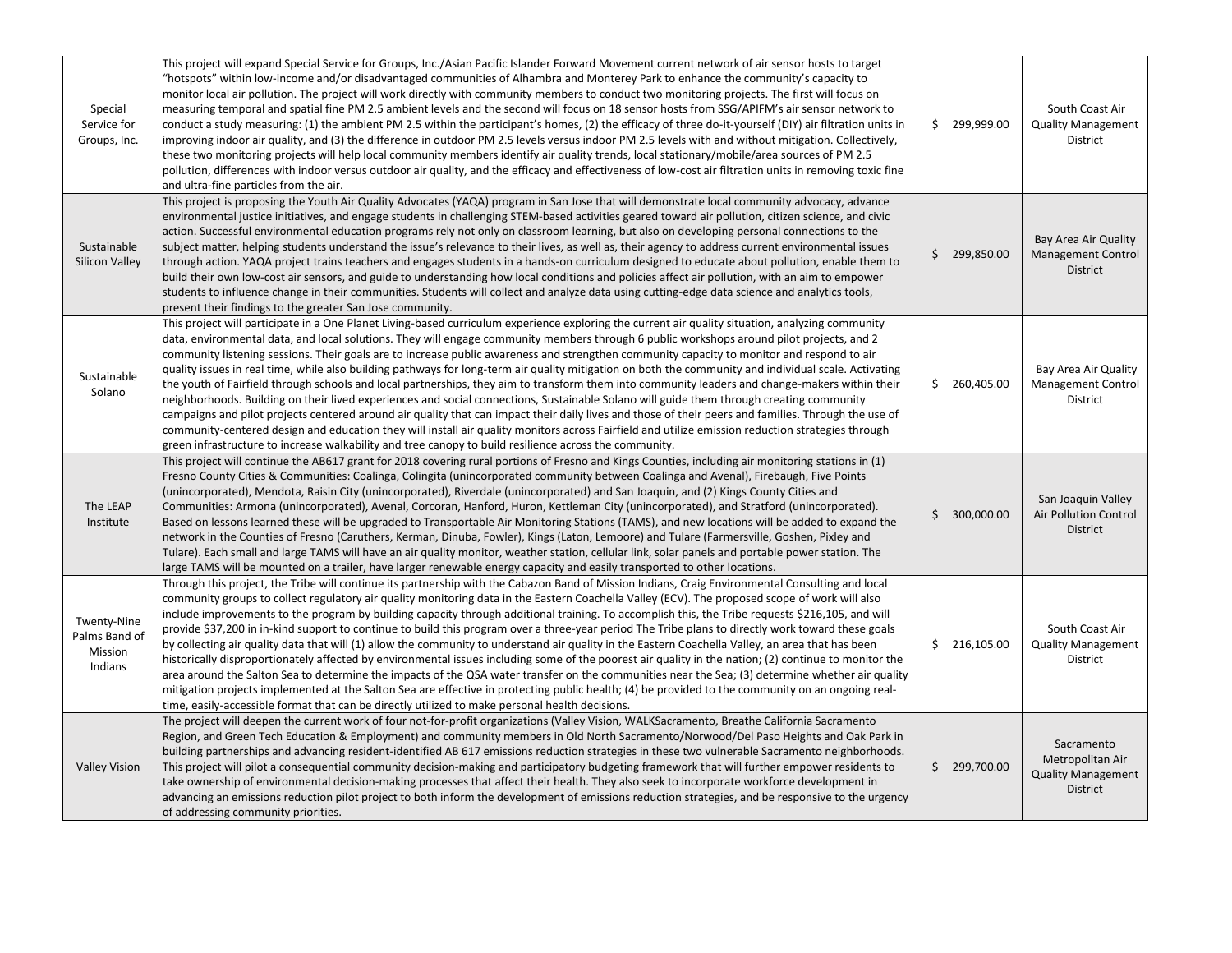| | | | |
|---|---|---|---|
| Special Service for Groups, Inc. | This project will expand Special Service for Groups, Inc./Asian Pacific Islander Forward Movement current network of air sensor hosts to target "hotspots" within low-income and/or disadvantaged communities of Alhambra and Monterey Park to enhance the community's capacity to monitor local air pollution. The project will work directly with community members to conduct two monitoring projects. The first will focus on measuring temporal and spatial fine PM 2.5 ambient levels and the second will focus on 18 sensor hosts from SSG/APIFM's air sensor network to conduct a study measuring: (1) the ambient PM 2.5 within the participant's homes, (2) the efficacy of three do-it-yourself (DIY) air filtration units in improving indoor air quality, and (3) the difference in outdoor PM 2.5 levels versus indoor PM 2.5 levels with and without mitigation. Collectively, these two monitoring projects will help local community members identify air quality trends, local stationary/mobile/area sources of PM 2.5 pollution, differences with indoor versus outdoor air quality, and the efficacy and effectiveness of low-cost air filtration units in removing toxic fine and ultra-fine particles from the air. | $ 299,999.00 | South Coast Air Quality Management District |
| Sustainable Silicon Valley | This project is proposing the Youth Air Quality Advocates (YAQA) program in San Jose that will demonstrate local community advocacy, advance environmental justice initiatives, and engage students in challenging STEM-based activities geared toward air pollution, citizen science, and civic action. Successful environmental education programs rely not only on classroom learning, but also on developing personal connections to the subject matter, helping students understand the issue's relevance to their lives, as well as, their agency to address current environmental issues through action. YAQA project trains teachers and engages students in a hands-on curriculum designed to educate about pollution, enable them to build their own low-cost air sensors, and guide to understanding how local conditions and policies affect air pollution, with an aim to empower students to influence change in their communities. Students will collect and analyze data using cutting-edge data science and analytics tools, present their findings to the greater San Jose community. | $ 299,850.00 | Bay Area Air Quality Management Control District |
| Sustainable Solano | This project will participate in a One Planet Living-based curriculum experience exploring the current air quality situation, analyzing community data, environmental data, and local solutions. They will engage community members through 6 public workshops around pilot projects, and 2 community listening sessions. Their goals are to increase public awareness and strengthen community capacity to monitor and respond to air quality issues in real time, while also building pathways for long-term air quality mitigation on both the community and individual scale. Activating the youth of Fairfield through schools and local partnerships, they aim to transform them into community leaders and change-makers within their neighborhoods. Building on their lived experiences and social connections, Sustainable Solano will guide them through creating community campaigns and pilot projects centered around air quality that can impact their daily lives and those of their peers and families. Through the use of community-centered design and education they will install air quality monitors across Fairfield and utilize emission reduction strategies through green infrastructure to increase walkability and tree canopy to build resilience across the community. | $ 260,405.00 | Bay Area Air Quality Management Control District |
| The LEAP Institute | This project will continue the AB617 grant for 2018 covering rural portions of Fresno and Kings Counties, including air monitoring stations in (1) Fresno County Cities & Communities: Coalinga, Colingita (unincorporated community between Coalinga and Avenal), Firebaugh, Five Points (unincorporated), Mendota, Raisin City (unincorporated), Riverdale (unincorporated) and San Joaquin, and (2) Kings County Cities and Communities: Armona (unincorporated), Avenal, Corcoran, Hanford, Huron, Kettleman City (unincorporated), and Stratford (unincorporated). Based on lessons learned these will be upgraded to Transportable Air Monitoring Stations (TAMS), and new locations will be added to expand the network in the Counties of Fresno (Caruthers, Kerman, Dinuba, Fowler), Kings (Laton, Lemoore) and Tulare (Farmersville, Goshen, Pixley and Tulare). Each small and large TAMS will have an air quality monitor, weather station, cellular link, solar panels and portable power station. The large TAMS will be mounted on a trailer, have larger renewable energy capacity and easily transported to other locations. | $ 300,000.00 | San Joaquin Valley Air Pollution Control District |
| Twenty-Nine Palms Band of Mission Indians | Through this project, the Tribe will continue its partnership with the Cabazon Band of Mission Indians, Craig Environmental Consulting and local community groups to collect regulatory air quality monitoring data in the Eastern Coachella Valley (ECV). The proposed scope of work will also include improvements to the program by building capacity through additional training. To accomplish this, the Tribe requests $216,105, and will provide $37,200 in in-kind support to continue to build this program over a three-year period The Tribe plans to directly work toward these goals by collecting air quality data that will (1) allow the community to understand air quality in the Eastern Coachella Valley, an area that has been historically disproportionately affected by environmental issues including some of the poorest air quality in the nation; (2) continue to monitor the area around the Salton Sea to determine the impacts of the QSA water transfer on the communities near the Sea; (3) determine whether air quality mitigation projects implemented at the Salton Sea are effective in protecting public health; (4) be provided to the community on an ongoing real-time, easily-accessible format that can be directly utilized to make personal health decisions. | $ 216,105.00 | South Coast Air Quality Management District |
| Valley Vision | The project will deepen the current work of four not-for-profit organizations (Valley Vision, WALKSacramento, Breathe California Sacramento Region, and Green Tech Education & Employment) and community members in Old North Sacramento/Norwood/Del Paso Heights and Oak Park in building partnerships and advancing resident-identified AB 617 emissions reduction strategies in these two vulnerable Sacramento neighborhoods. This project will pilot a consequential community decision-making and participatory budgeting framework that will further empower residents to take ownership of environmental decision-making processes that affect their health. They also seek to incorporate workforce development in advancing an emissions reduction pilot project to both inform the development of emissions reduction strategies, and be responsive to the urgency of addressing community priorities. | $ 299,700.00 | Sacramento Metropolitan Air Quality Management District |